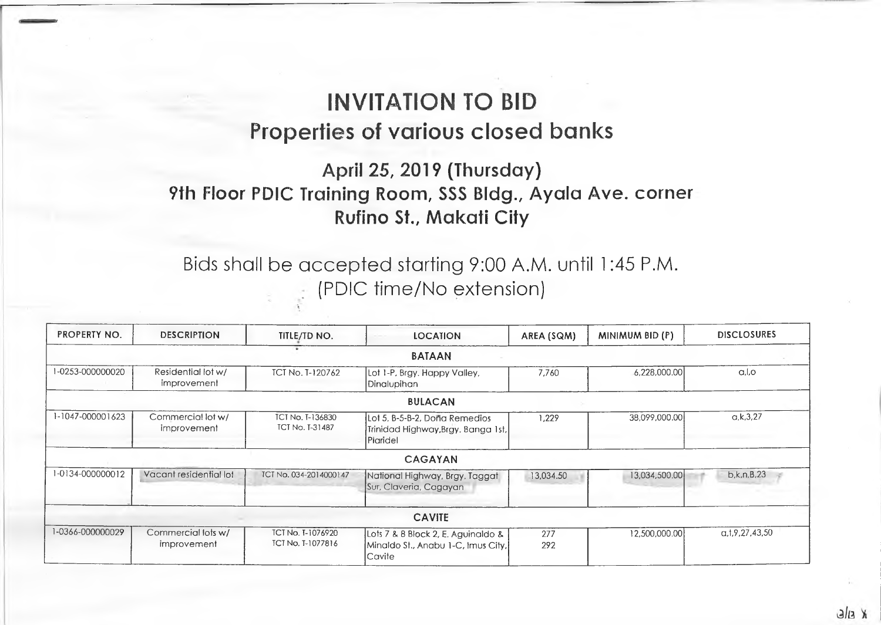# INVITATION TO BID

## Properties of various closed banks

### April 25, 2019 (Thursday)
### 9th Floor PDIC Training Room, SSS Bldg., Ayala Ave. corner Rufino St., Makati City

Bids shall be accepted starting 9:00 A.M. until 1:45 P.M.
(PDIC time/No extension)

| PROPERTY NO. | DESCRIPTION | TITLE/TD NO. | LOCATION | AREA (SQM) | MINIMUM BID (P) | DISCLOSURES |
|---|---|---|---|---|---|---|
| **BATAAN** | | | | | | |
| 1-0253-000000020 | Residential lot w/ improvement | TCT No. T-120762 | Lot 1-P, Brgy. Happy Valley, Dinalupihan | 7,760 | 6,228,000.00 | a,l,o |
| **BULACAN** | | | | | | |
| 1-1047-000001623 | Commercial lot w/ improvement | TCT No. T-136830<br>TCT No. T-31487 | Lot 5, B-5-B-2, Doña Remedios Trinidad Highway,Brgy. Banga 1st, Plaridel | 1,229 | 38,099,000.00 | a,k,3,27 |
| **CAGAYAN** | | | | | | |
| 1-0134-000000012 | Vacant residential lot | TCT No. 034-2014000147 | National Highway, Brgy. Taggat Sur, Claveria, Cagayan | 13,034.50 | 13,034,500.00 | b,k,n,B,23 |
| **CAVITE** | | | | | | |
| 1-0366-000000029 | Commercial lots w/ improvement | TCT No. T-1076920<br>TCT No. T-1077816 | Lots 7 & 8 Block 2, E. Aguinaldo & Minaldo St., Anabu 1-C, Imus City, Cavite | 277<br>292 | 12,500,000.00 | a,1,9,27,43,50 |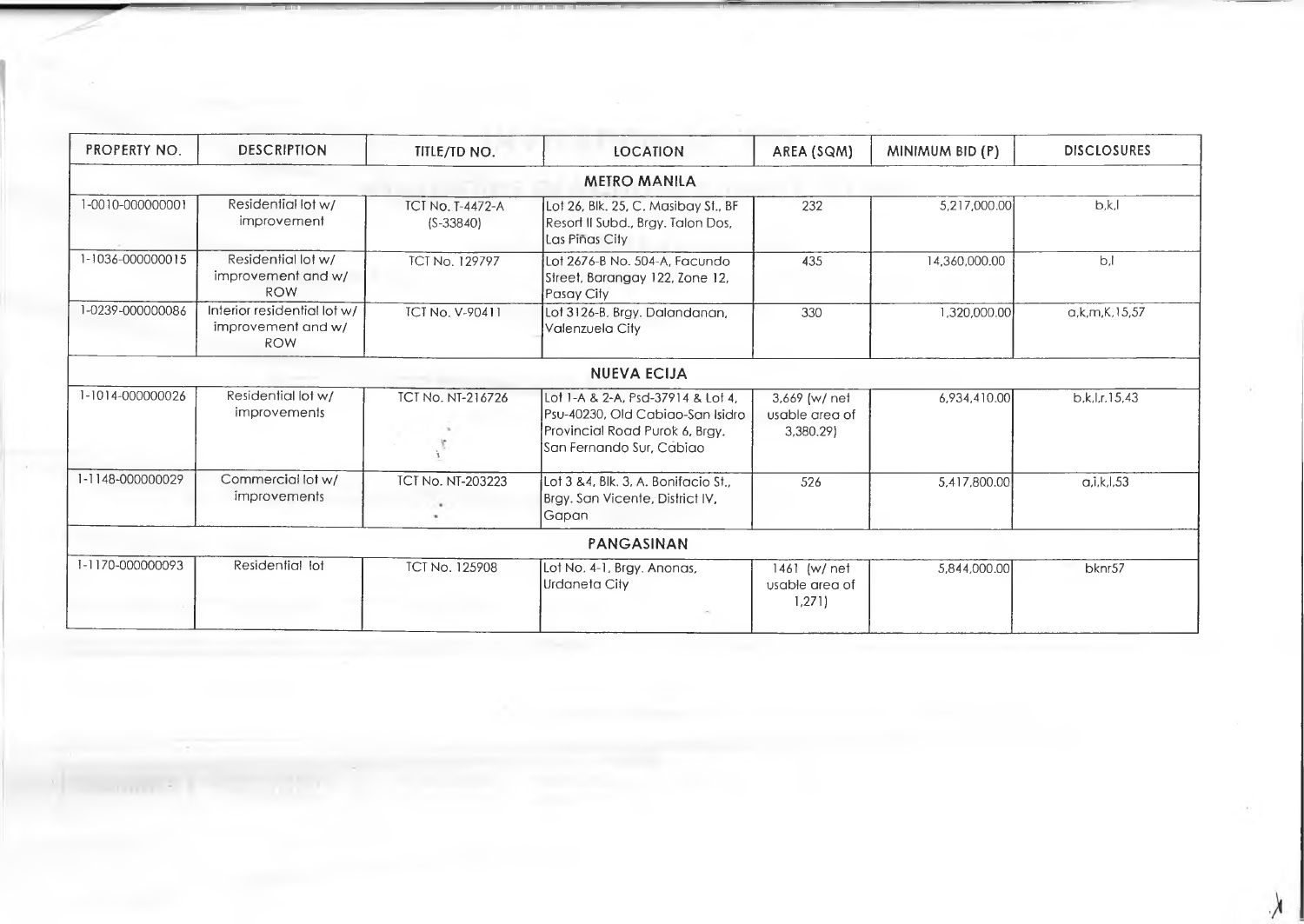| PROPERTY NO. | DESCRIPTION | TITLE/TD NO. | LOCATION | AREA (SQM) | MINIMUM BID (P) | DISCLOSURES |
|---|---|---|---|---|---|---|
| **METRO MANILA** | | | | | | |
| 1-0010-000000001 | Residential lot w/ improvement | TCT No. T-4472-A (S-33840) | Lot 26, Blk. 25, C. Masibay St., BF Resort II Subd., Brgy. Talon Dos, Las Piñas City | 232 | 5,217,000.00 | b,k,l |
| 1-1036-000000015 | Residential lot w/ improvement and w/ ROW | TCT No. 129797 | Lot 2676-B No. 504-A, Facundo Street, Barangay 122, Zone 12, Pasay City | 435 | 14,360,000.00 | b,l |
| 1-0239-000000086 | Interior residential lot w/ improvement and w/ ROW | TCT No. V-90411 | Lot 3126-B. Brgy. Dalandanan, Valenzuela City | 330 | 1,320,000.00 | a,k,m,K,15,57 |
| **NUEVA ECIJA** | | | | | | |
| 1-1014-000000026 | Residential lot w/ improvements | TCT No. NT-216726 | Lot 1-A & 2-A, Psd-37914 & Lot 4, Psu-40230, Old Cabiao-San Isidro Provincial Road Purok 6, Brgy. San Fernando Sur, Cabiao | 3,669 (w/ net usable area of 3,380.29) | 6,934,410.00 | b,k,l,r,15,43 |
| 1-1148-000000029 | Commercial lot w/ improvements | TCT No. NT-203223 | Lot 3 &4, Blk. 3, A. Bonifacio St., Brgy. San Vicente, District IV, Gapan | 526 | 5,417,800.00 | a,i,k,l,53 |
| **PANGASINAN** | | | | | | |
| 1-1170-000000093 | Residential lot | TCT No. 125908 | Lot No. 4-1, Brgy. Anonas, Urdaneta City | 1461 (w/ net usable area of 1,271) | 5,844,000.00 | bknr57 |